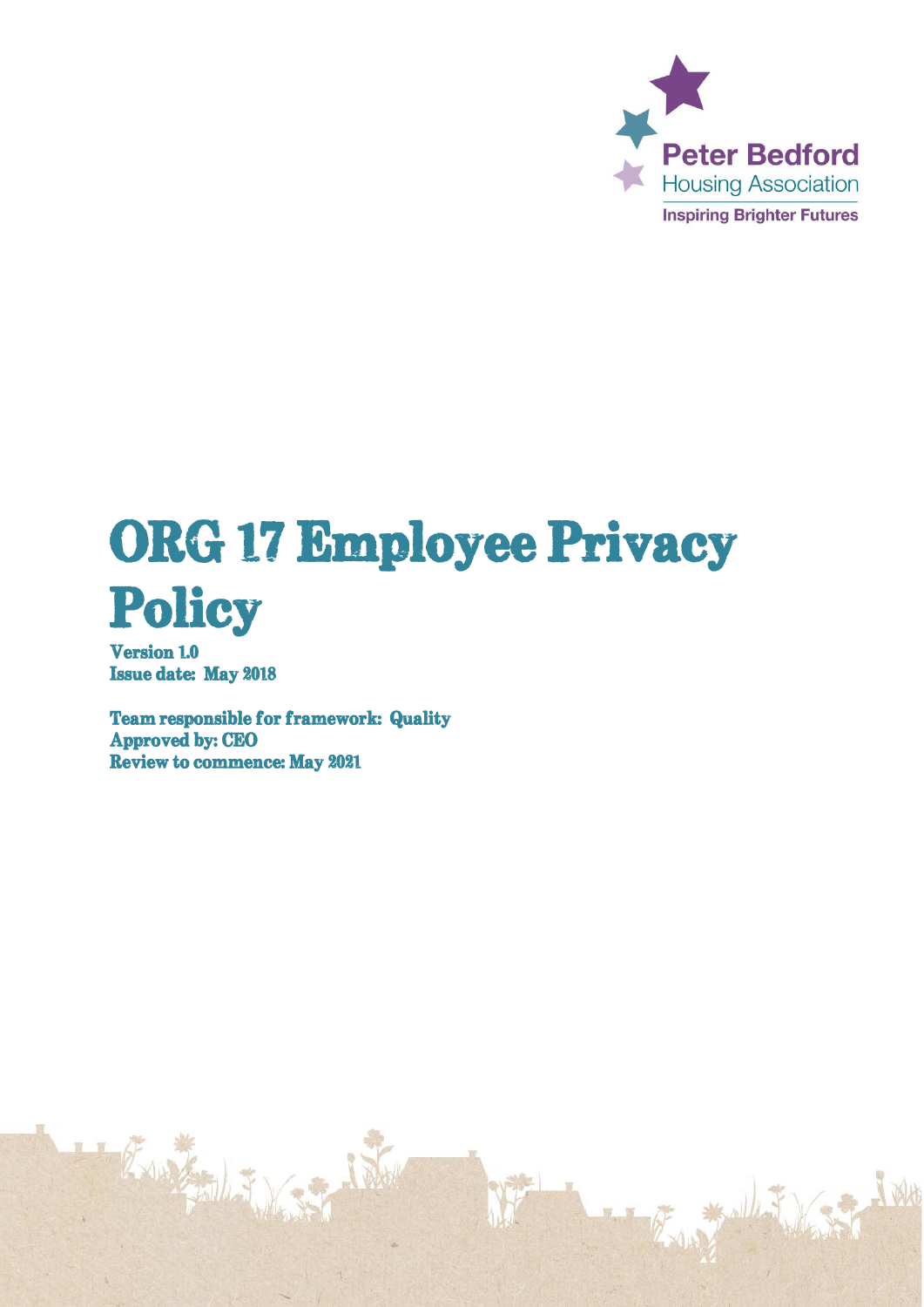Peter Bedford
Housing Association
Inspiring Brighter Futures

# ORG 17 Employee Privacy Policy

**Version 1.0**
**Issue date: May 2018**

**Team responsible for framework: Quality**
**Approved by: CEO**
**Review to commence: May 2021**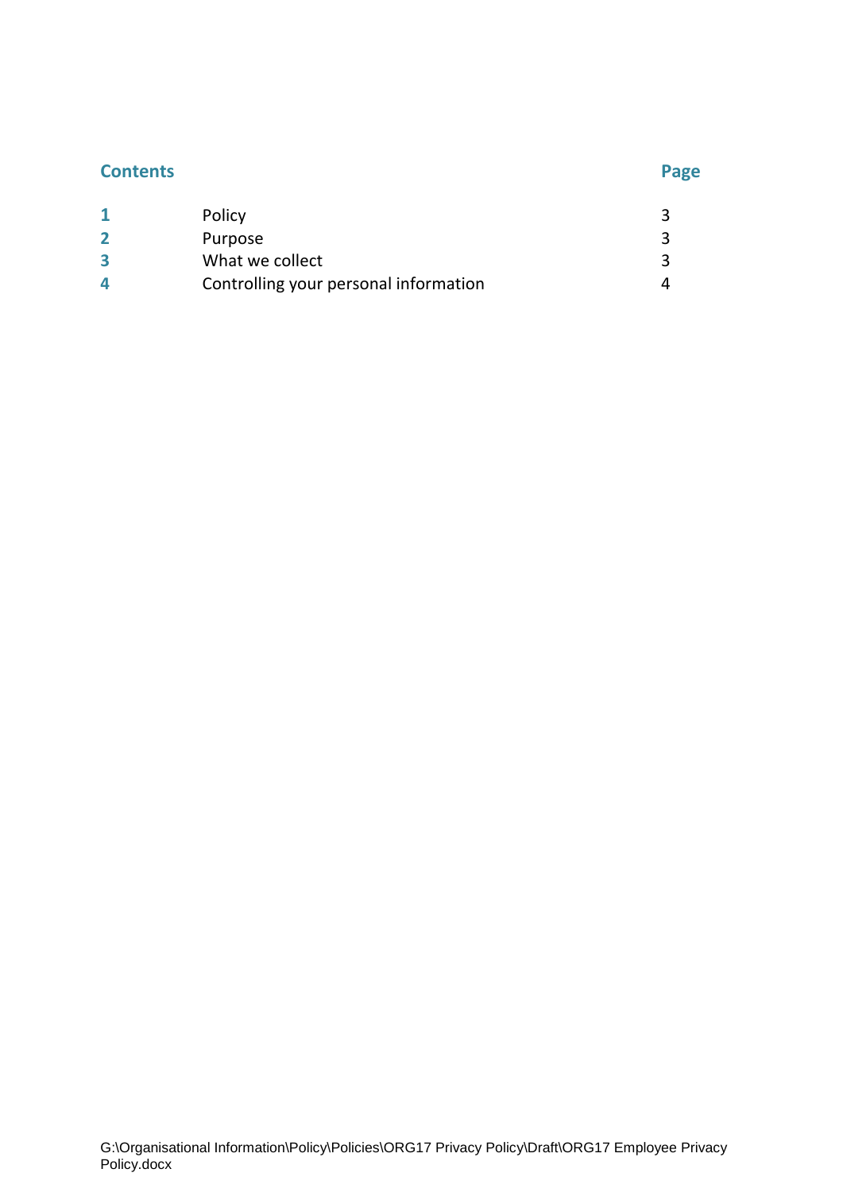| Contents | | Page |
|---|---|---|
| **1** | Policy | 3 |
| **2** | Purpose | 3 |
| **3** | What we collect | 3 |
| **4** | Controlling your personal information | 4 |

G:\Organisational Information\Policy\Policies\ORG17 Privacy Policy\Draft\ORG17 Employee Privacy Policy.docx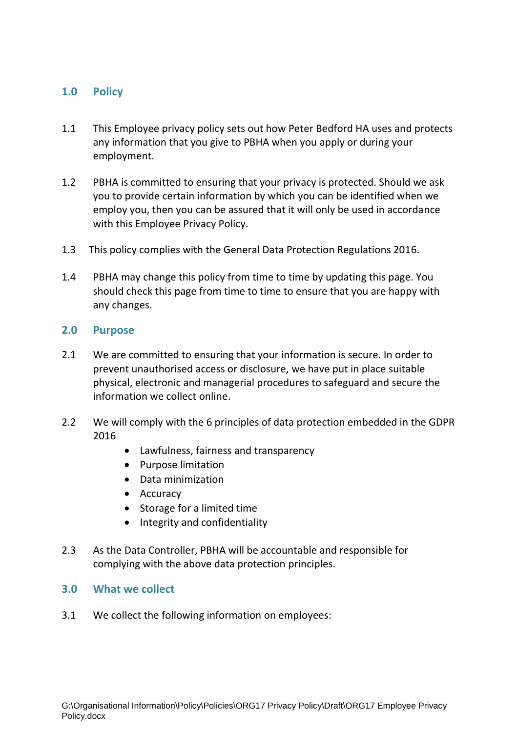## 1.0 Policy

1.1 This Employee privacy policy sets out how Peter Bedford HA uses and protects any information that you give to PBHA when you apply or during your employment.

1.2 PBHA is committed to ensuring that your privacy is protected. Should we ask you to provide certain information by which you can be identified when we employ you, then you can be assured that it will only be used in accordance with this Employee Privacy Policy.

1.3 This policy complies with the General Data Protection Regulations 2016.

1.4 PBHA may change this policy from time to time by updating this page. You should check this page from time to time to ensure that you are happy with any changes.

## 2.0 Purpose

2.1 We are committed to ensuring that your information is secure. In order to prevent unauthorised access or disclosure, we have put in place suitable physical, electronic and managerial procedures to safeguard and secure the information we collect online.

2.2 We will comply with the 6 principles of data protection embedded in the GDPR 2016

- Lawfulness, fairness and transparency
- Purpose limitation
- Data minimization
- Accuracy
- Storage for a limited time
- Integrity and confidentiality

2.3 As the Data Controller, PBHA will be accountable and responsible for complying with the above data protection principles.

## 3.0 What we collect

3.1 We collect the following information on employees: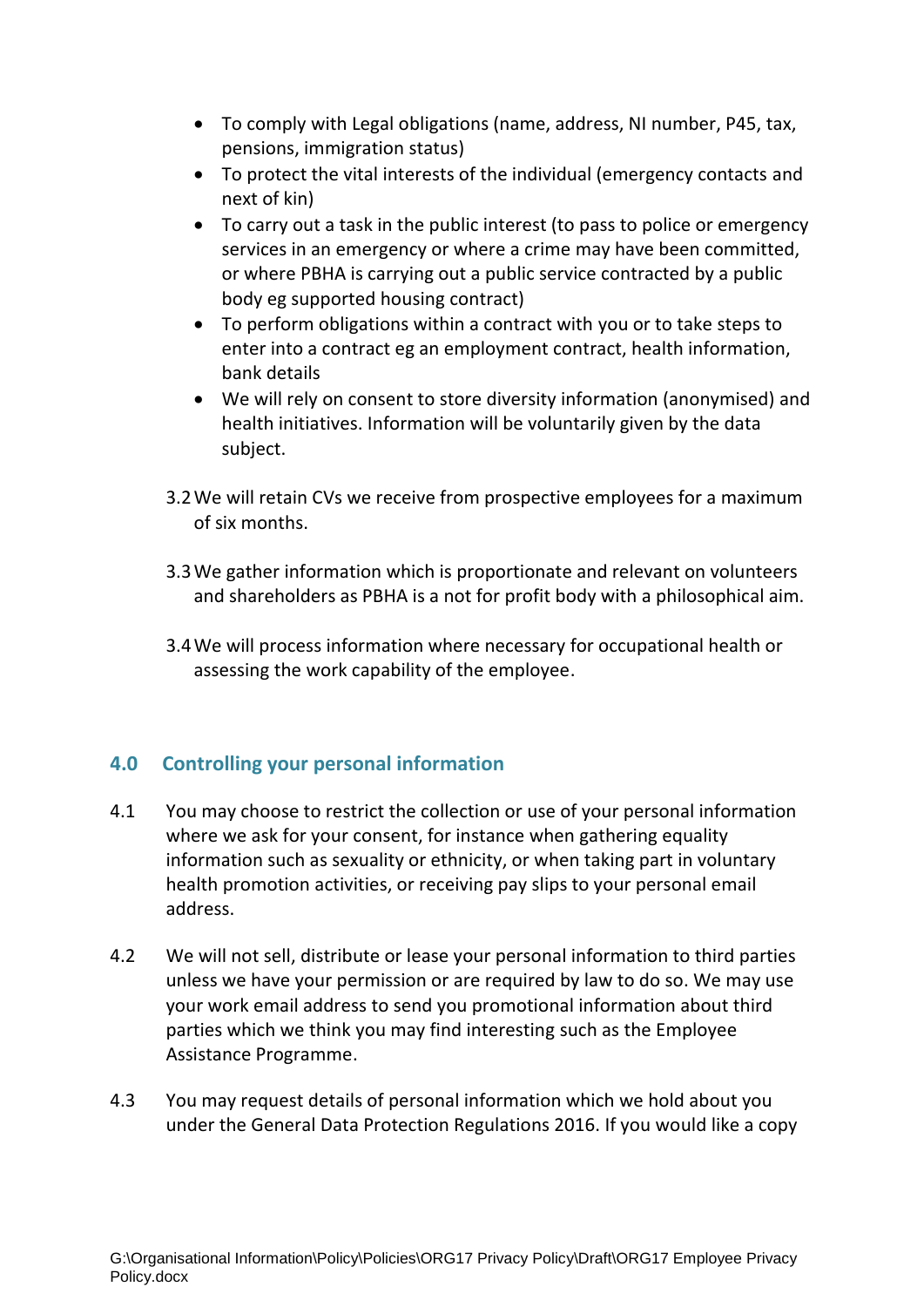- To comply with Legal obligations (name, address, NI number, P45, tax, pensions, immigration status)
- To protect the vital interests of the individual (emergency contacts and next of kin)
- To carry out a task in the public interest (to pass to police or emergency services in an emergency or where a crime may have been committed, or where PBHA is carrying out a public service contracted by a public body eg supported housing contract)
- To perform obligations within a contract with you or to take steps to enter into a contract eg an employment contract, health information, bank details
- We will rely on consent to store diversity information (anonymised) and health initiatives. Information will be voluntarily given by the data subject.

3.2 We will retain CVs we receive from prospective employees for a maximum of six months.

3.3 We gather information which is proportionate and relevant on volunteers and shareholders as PBHA is a not for profit body with a philosophical aim.

3.4 We will process information where necessary for occupational health or assessing the work capability of the employee.

## 4.0 Controlling your personal information

4.1 You may choose to restrict the collection or use of your personal information where we ask for your consent, for instance when gathering equality information such as sexuality or ethnicity, or when taking part in voluntary health promotion activities, or receiving pay slips to your personal email address.

4.2 We will not sell, distribute or lease your personal information to third parties unless we have your permission or are required by law to do so. We may use your work email address to send you promotional information about third parties which we think you may find interesting such as the Employee Assistance Programme.

4.3 You may request details of personal information which we hold about you under the General Data Protection Regulations 2016. If you would like a copy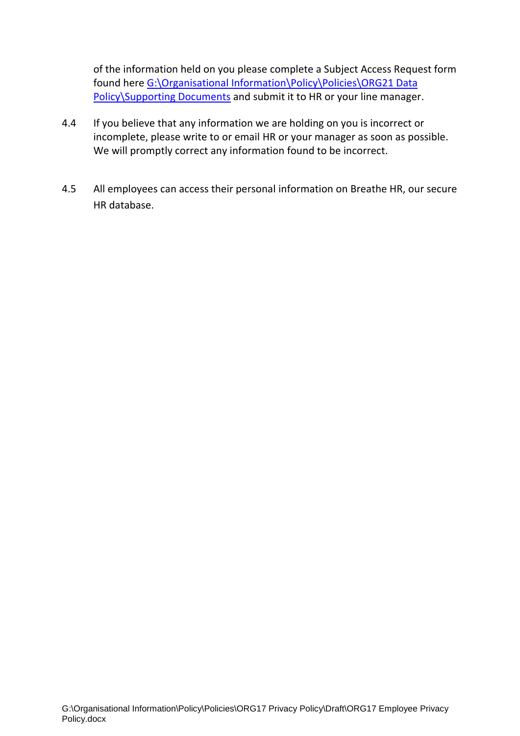of the information held on you please complete a Subject Access Request form found here G:\Organisational Information\Policy\Policies\ORG21 Data Policy\Supporting Documents and submit it to HR or your line manager.

4.4 If you believe that any information we are holding on you is incorrect or incomplete, please write to or email HR or your manager as soon as possible. We will promptly correct any information found to be incorrect.

4.5 All employees can access their personal information on Breathe HR, our secure HR database.